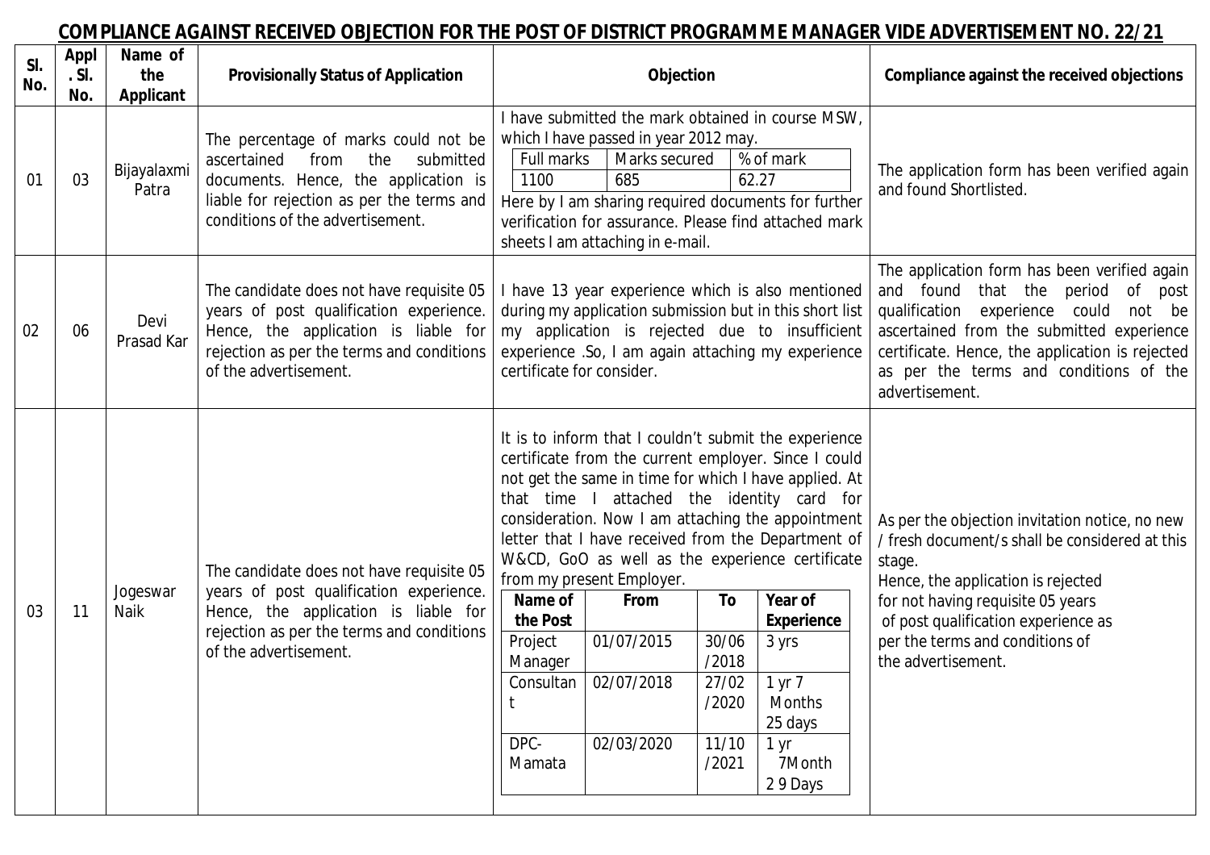## COMPLIANCE AGAINST RECEIVED OBJECTION FOR THE POST OF DISTRICT PROGRAMME MANAGER VIDE ADVERTISEMENT NO. 22/21

| Sl. No. | Appl. Sl. No. | Name of the Applicant | Provisionally Status of Application | Objection | Compliance against the received objections |
|---|---|---|---|---|---|
| 01 | 03 | Bijayalaxmi Patra | The percentage of marks could not be ascertained from the submitted documents. Hence, the application is liable for rejection as per the terms and conditions of the advertisement. | I have submitted the mark obtained in course MSW, which I have passed in year 2012 may.<br>Full marks: 1100; Marks secured: 685; % of mark: 62.27<br>Here by I am sharing required documents for further verification for assurance. Please find attached mark sheets I am attaching in e-mail. | The application form has been verified again and found Shortlisted. |
| 02 | 06 | Devi Prasad Kar | The candidate does not have requisite 05 years of post qualification experience. Hence, the application is liable for rejection as per the terms and conditions of the advertisement. | I have 13 year experience which is also mentioned during my application submission but in this short list my application is rejected due to insufficient experience .So, I am again attaching my experience certificate for consider. | The application form has been verified again and found that the period of post qualification experience could not be ascertained from the submitted experience certificate. Hence, the application is rejected as per the terms and conditions of the advertisement. |
| 03 | 11 | Jogeswar Naik | The candidate does not have requisite 05 years of post qualification experience. Hence, the application is liable for rejection as per the terms and conditions of the advertisement. | It is to inform that I couldn't submit the experience certificate from the current employer. Since I could not get the same in time for which I have applied. At that time I attached the identity card for consideration. Now I am attaching the appointment letter that I have received from the Department of W&CD, GoO as well as the experience certificate from my present Employer.<br>Name of the Post / From / To / Year of Experience:<br>Project Manager / 01/07/2015 / 30/06/2018 / 3 yrs<br>Consultant / 02/07/2018 / 27/02/2020 / 1 yr 7 Months 25 days<br>DPC-Mamata / 02/03/2020 / 11/10/2021 / 1 yr 7Month 29 Days | As per the objection invitation notice, no new / fresh document/s shall be considered at this stage.<br>Hence, the application is rejected for not having requisite 05 years of post qualification experience as per the terms and conditions of the advertisement. |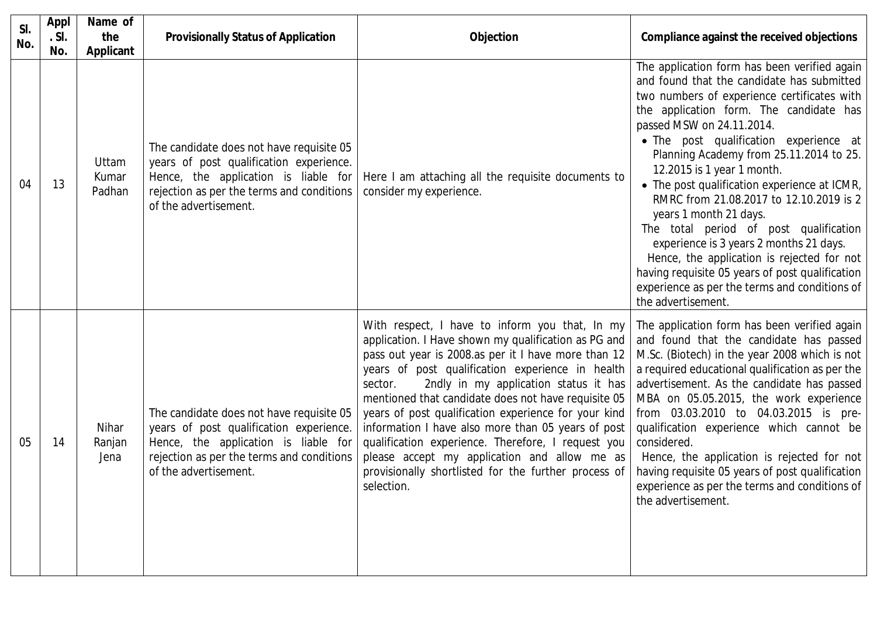| Sl. No. | Appl. Sl. No. | Name of the Applicant | Provisionally Status of Application | Objection | Compliance against the received objections |
|---|---|---|---|---|---|
| 04 | 13 | Uttam Kumar Padhan | The candidate does not have requisite 05 years of post qualification experience. Hence, the application is liable for rejection as per the terms and conditions of the advertisement. | Here I am attaching all the requisite documents to consider my experience. | The application form has been verified again and found that the candidate has submitted two numbers of experience certificates with the application form. The candidate has passed MSW on 24.11.2014.<br>• The post qualification experience at Planning Academy from 25.11.2014 to 25.12.2015 is 1 year 1 month.<br>• The post qualification experience at ICMR, RMRC from 21.08.2017 to 12.10.2019 is 2 years 1 month 21 days.<br>The total period of post qualification experience is 3 years 2 months 21 days.<br>Hence, the application is rejected for not having requisite 05 years of post qualification experience as per the terms and conditions of the advertisement. |
| 05 | 14 | Nihar Ranjan Jena | The candidate does not have requisite 05 years of post qualification experience. Hence, the application is liable for rejection as per the terms and conditions of the advertisement. | With respect, I have to inform you that, In my application. I Have shown my qualification as PG and pass out year is 2008.as per it I have more than 12 years of post qualification experience in health sector. 2ndly in my application status it has mentioned that candidate does not have requisite 05 years of post qualification experience for your kind information I have also more than 05 years of post qualification experience. Therefore, I request you please accept my application and allow me as provisionally shortlisted for the further process of selection. | The application form has been verified again and found that the candidate has passed M.Sc. (Biotech) in the year 2008 which is not a required educational qualification as per the advertisement. As the candidate has passed MBA on 05.05.2015, the work experience from 03.03.2010 to 04.03.2015 is pre-qualification experience which cannot be considered.<br>Hence, the application is rejected for not having requisite 05 years of post qualification experience as per the terms and conditions of the advertisement. |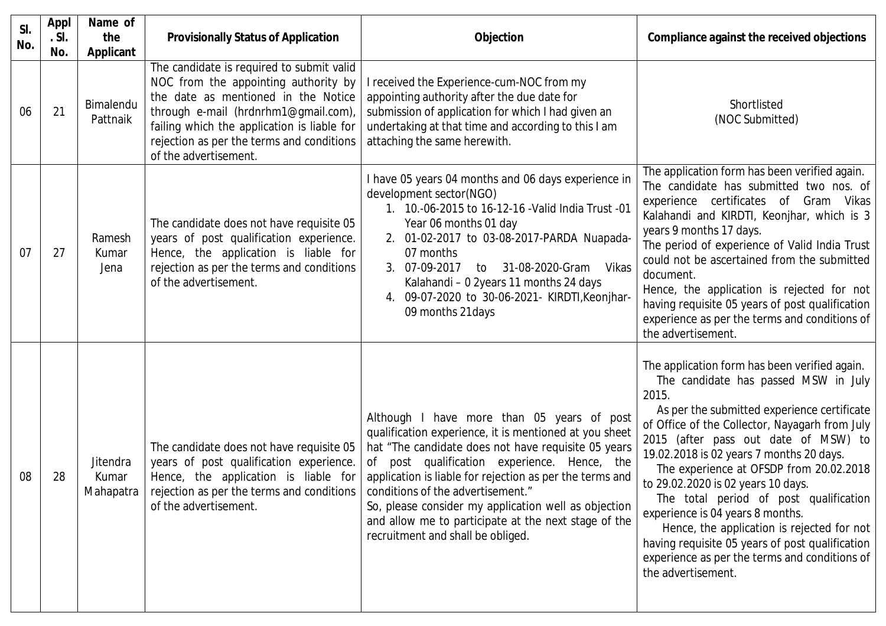| Sl. No. | Appl. Sl. No. | Name of the Applicant | Provisionally Status of Application | Objection | Compliance against the received objections |
|---|---|---|---|---|---|
| 06 | 21 | Bimalendu Pattnaik | The candidate is required to submit valid NOC from the appointing authority by the date as mentioned in the Notice through e-mail (hrdnrhm1@gmail.com), failing which the application is liable for rejection as per the terms and conditions of the advertisement. | I received the Experience-cum-NOC from my appointing authority after the due date for submission of application for which I had given an undertaking at that time and according to this I am attaching the same herewith. | Shortlisted (NOC Submitted) |
| 07 | 27 | Ramesh Kumar Jena | The candidate does not have requisite 05 years of post qualification experience. Hence, the application is liable for rejection as per the terms and conditions of the advertisement. | I have 05 years 04 months and 06 days experience in development sector(NGO)<br>1. 10.-06-2015 to 16-12-16 -Valid India Trust -01 Year 06 months 01 day<br>2. 01-02-2017 to 03-08-2017-PARDA Nuapada-07 months<br>3. 07-09-2017 to 31-08-2020-Gram Vikas Kalahandi – 0 2years 11 months 24 days<br>4. 09-07-2020 to 30-06-2021- KIRDTI,Keonjhar-09 months 21days | The application form has been verified again. The candidate has submitted two nos. of experience certificates of Gram Vikas Kalahandi and KIRDTI, Keonjhar, which is 3 years 9 months 17 days.<br>The period of experience of Valid India Trust could not be ascertained from the submitted document.<br>Hence, the application is rejected for not having requisite 05 years of post qualification experience as per the terms and conditions of the advertisement. |
| 08 | 28 | Jitendra Kumar Mahapatra | The candidate does not have requisite 05 years of post qualification experience. Hence, the application is liable for rejection as per the terms and conditions of the advertisement. | Although I have more than 05 years of post qualification experience, it is mentioned at you sheet hat "The candidate does not have requisite 05 years of post qualification experience. Hence, the application is liable for rejection as per the terms and conditions of the advertisement."<br>So, please consider my application well as objection and allow me to participate at the next stage of the recruitment and shall be obliged. | The application form has been verified again.<br>The candidate has passed MSW in July 2015.<br>As per the submitted experience certificate of Office of the Collector, Nayagarh from July 2015 (after pass out date of MSW) to 19.02.2018 is 02 years 7 months 20 days.<br>The experience at OFSDP from 20.02.2018 to 29.02.2020 is 02 years 10 days.<br>The total period of post qualification experience is 04 years 8 months.<br>Hence, the application is rejected for not having requisite 05 years of post qualification experience as per the terms and conditions of the advertisement. |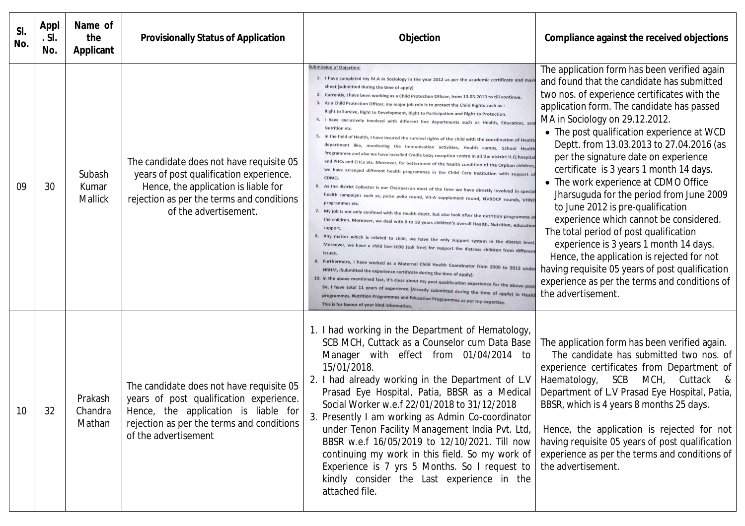| Sl. No. | Appl. Sl. No. | Name of the Applicant | Provisionally Status of Application | Objection | Compliance against the received objections |
|---|---|---|---|---|---|
| 09 | 30 | Subash Kumar Mallick | The candidate does not have requisite 05 years of post qualification experience. Hence, the application is liable for rejection as per the terms and conditions of the advertisement. | Submission of Objection:<br>1. I have completed my M.A in Sociology in the year 2012 as per the academic certificate and mark sheet (submitted during the time of apply)<br>2. Currently, I have been working as a Child Protection Officer, from 13.03.2013 to till continue.<br>3. As a Child Protection Officer, my major job role is to protect the Child Rights such as : Right to Survive, Right to Development, Right to Participation and Right to Protection.<br>4. I have exclusively involved with different line departments such as Health, Education, and Nutrition etc.<br>5. In the field of Health, I have insured the survival rights of the child with the coordination of Health department like, monitoring the Immunisation activities, Health camps, School Health Programmes and also we have installed Cradle baby reception centre in all the district H.Q hospital and PHCs and CHCs etc. Moreover, for betterment of the health condition of the Orphan children, we have arranged different health programmes in the Child Care Institution with support of CDMO.<br>6. As the district Collector is our Chairperson most of the time we have directly involved in special health campaigns such as, pulse polio round, Vit-A supplement round, NVBDCP rounds, VHND programmes etc.<br>7. My job is not only confined with the Health deptt. but also look after the nutrition programme of the children. Moreover, we deal with 0 to 18 years children's overall Health, Nutrition, education support.<br>8. Any matter which is related to child, we have the only support system in the district level. Moreover, we have a child line-1098 (toll free) for support the distress children from different issues.<br>9. Furthermore, I have worked as a Maternal Child Health Coordinator from 2009 to 2012 under NRHM, (Submitted the experience certificate during the time of apply).<br>10. In the above mentioned fact, it's clear about my post qualification experience for the above post. So, I have total 11 years of experience (Already submitted during the time of apply) in Health programmes, Nutrition Programmes and Education Programmes as per my expertise.<br>This is for favour of your kind information. | The application form has been verified again and found that the candidate has submitted two nos. of experience certificates with the application form. The candidate has passed MA in Sociology on 29.12.2012.<br>• The post qualification experience at WCD Deptt. from 13.03.2013 to 27.04.2016 (as per the signature date on experience certificate is 3 years 1 month 14 days.<br>• The work experience at CDMO Office Jharsuguda for the period from June 2009 to June 2012 is pre-qualification experience which cannot be considered.<br>The total period of post qualification experience is 3 years 1 month 14 days.<br>Hence, the application is rejected for not having requisite 05 years of post qualification experience as per the terms and conditions of the advertisement. |
| 10 | 32 | Prakash Chandra Mathan | The candidate does not have requisite 05 years of post qualification experience. Hence, the application is liable for rejection as per the terms and conditions of the advertisement | 1. I had working in the Department of Hematology, SCB MCH, Cuttack as a Counselor cum Data Base Manager with effect from 01/04/2014 to 15/01/2018.<br>2. I had already working in the Department of L.V Prasad Eye Hospital, Patia, BBSR as a Medical Social Worker w.e.f 22/01/2018 to 31/12/2018<br>3. Presently I am working as Admin Co-coordinator under Tenon Facility Management India Pvt. Ltd, BBSR w.e.f 16/05/2019 to 12/10/2021. Till now continuing my work in this field. So my work of Experience is 7 yrs 5 Months. So I request to kindly consider the Last experience in the attached file. | The application form has been verified again.<br>The candidate has submitted two nos. of experience certificates from Department of Haematology, SCB MCH, Cuttack & Department of L.V Prasad Eye Hospital, Patia, BBSR, which is 4 years 8 months 25 days.<br><br>Hence, the application is rejected for not having requisite 05 years of post qualification experience as per the terms and conditions of the advertisement. |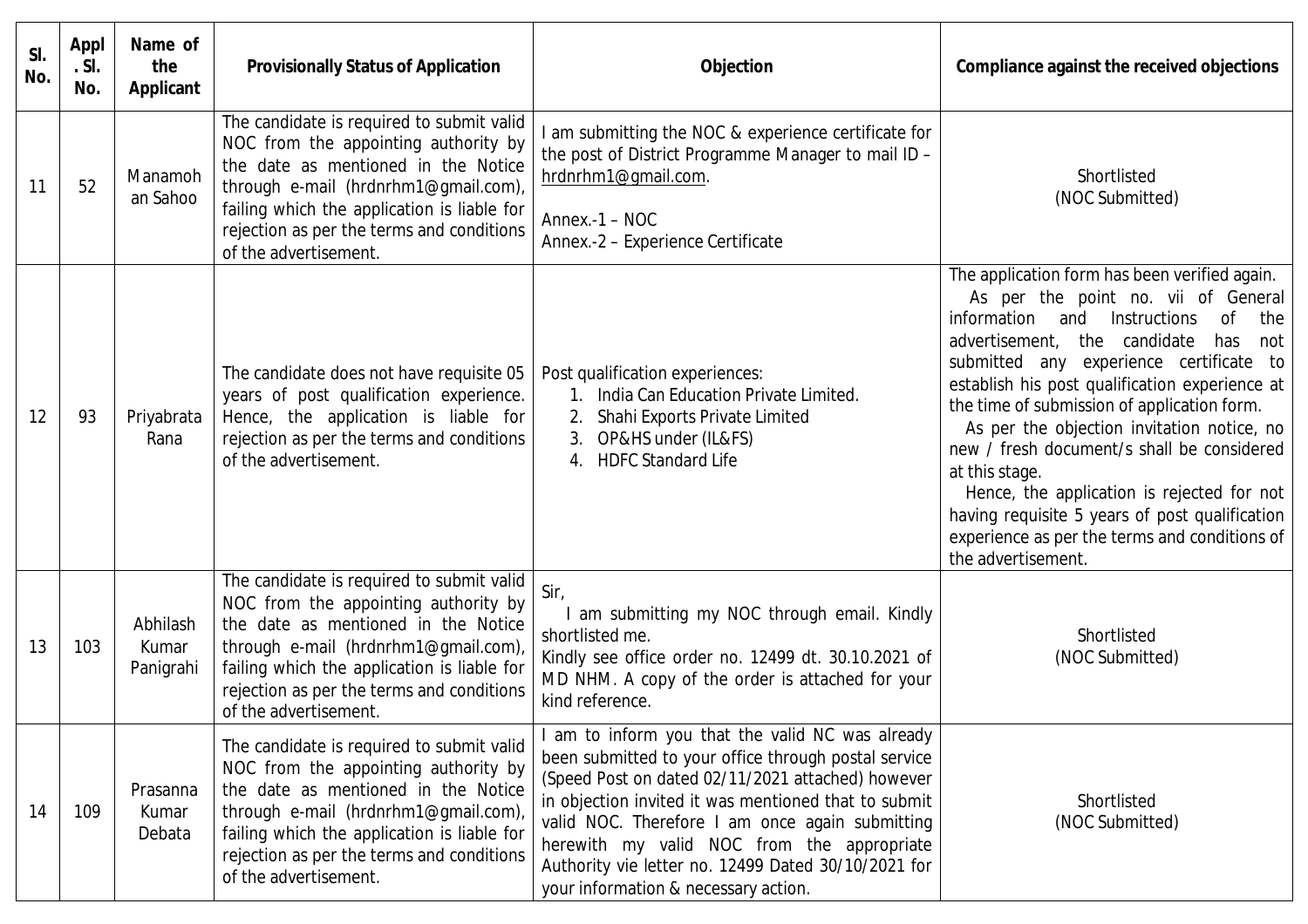| Sl. No. | Appl. Sl. No. | Name of the Applicant | Provisionally Status of Application | Objection | Compliance against the received objections |
|---|---|---|---|---|---|
| 11 | 52 | Manamohan Sahoo | The candidate is required to submit valid NOC from the appointing authority by the date as mentioned in the Notice through e-mail (hrdnrhm1@gmail.com), failing which the application is liable for rejection as per the terms and conditions of the advertisement. | I am submitting the NOC & experience certificate for the post of District Programme Manager to mail ID – hrdnrhm1@gmail.com.<br><br>Annex.-1 – NOC<br>Annex.-2 – Experience Certificate | Shortlisted (NOC Submitted) |
| 12 | 93 | Priyabrata Rana | The candidate does not have requisite 05 years of post qualification experience. Hence, the application is liable for rejection as per the terms and conditions of the advertisement. | Post qualification experiences:<br>1. India Can Education Private Limited.<br>2. Shahi Exports Private Limited<br>3. OP&HS under (IL&FS)<br>4. HDFC Standard Life | The application form has been verified again.<br>As per the point no. vii of General information and Instructions of the advertisement, the candidate has not submitted any experience certificate to establish his post qualification experience at the time of submission of application form.<br>As per the objection invitation notice, no new / fresh document/s shall be considered at this stage.<br>Hence, the application is rejected for not having requisite 5 years of post qualification experience as per the terms and conditions of the advertisement. |
| 13 | 103 | Abhilash Kumar Panigrahi | The candidate is required to submit valid NOC from the appointing authority by the date as mentioned in the Notice through e-mail (hrdnrhm1@gmail.com), failing which the application is liable for rejection as per the terms and conditions of the advertisement. | Sir,<br>I am submitting my NOC through email. Kindly shortlisted me.<br>Kindly see office order no. 12499 dt. 30.10.2021 of MD NHM. A copy of the order is attached for your kind reference. | Shortlisted (NOC Submitted) |
| 14 | 109 | Prasanna Kumar Debata | The candidate is required to submit valid NOC from the appointing authority by the date as mentioned in the Notice through e-mail (hrdnrhm1@gmail.com), failing which the application is liable for rejection as per the terms and conditions of the advertisement. | I am to inform you that the valid NC was already been submitted to your office through postal service (Speed Post on dated 02/11/2021 attached) however in objection invited it was mentioned that to submit valid NOC. Therefore I am once again submitting herewith my valid NOC from the appropriate Authority vie letter no. 12499 Dated 30/10/2021 for your information & necessary action. | Shortlisted (NOC Submitted) |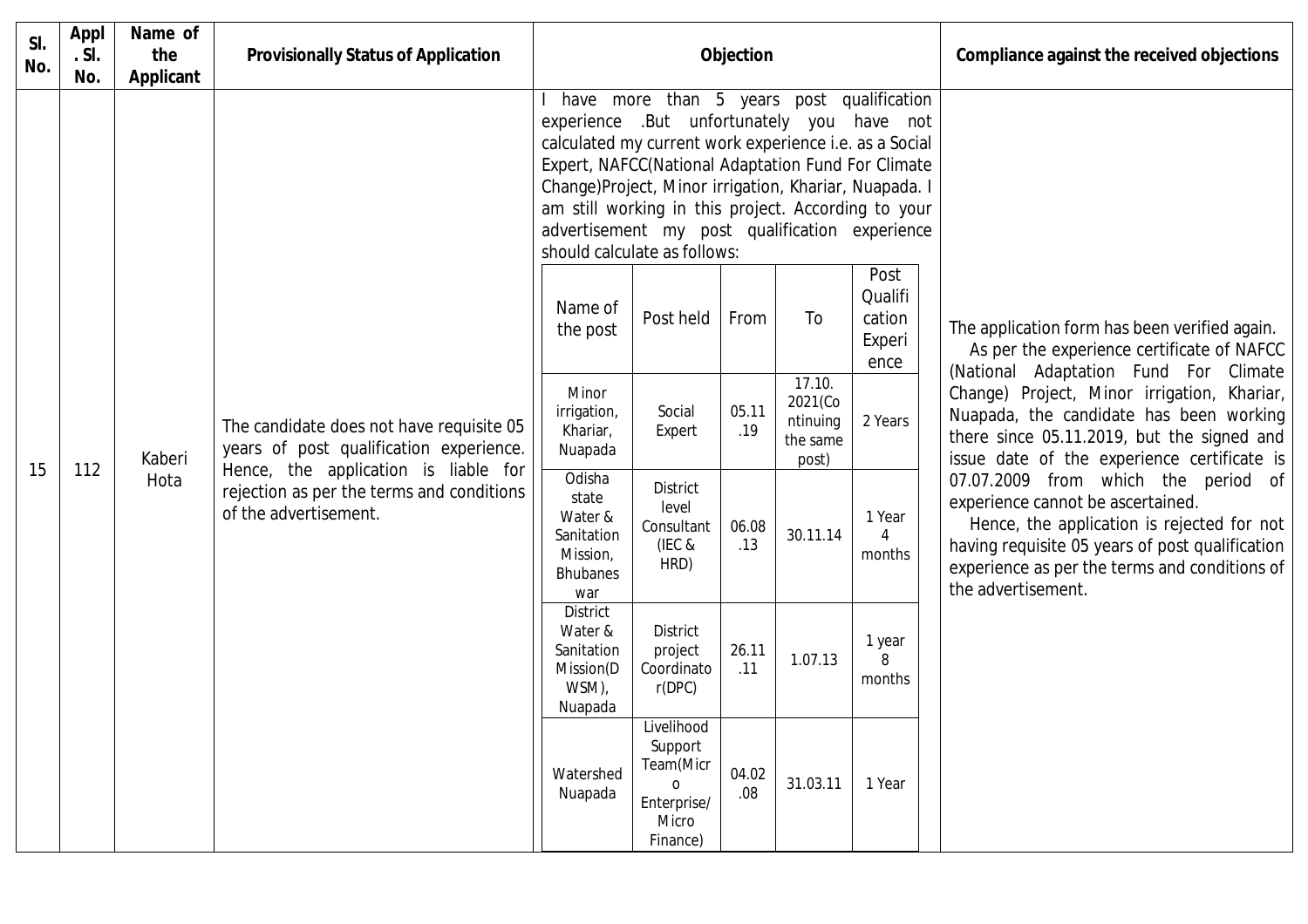| Sl. No. | Appl. Sl. No. | Name of the Applicant | Provisionally Status of Application | Objection | Compliance against the received objections |
|---|---|---|---|---|---|
| 15 | 112 | Kaberi Hota | The candidate does not have requisite 05 years of post qualification experience. Hence, the application is liable for rejection as per the terms and conditions of the advertisement. | I have more than 5 years post qualification experience .But unfortunately you have not calculated my current work experience i.e. as a Social Expert, NAFCC(National Adaptation Fund For Climate Change)Project, Minor irrigation, Khariar, Nuapada. I am still working in this project. According to your advertisement my post qualification experience should calculate as follows: (see table below) | The application form has been verified again. As per the experience certificate of NAFCC (National Adaptation Fund For Climate Change) Project, Minor irrigation, Khariar, Nuapada, the candidate has been working there since 05.11.2019, but the signed and issue date of the experience certificate is 07.07.2009 from which the period of experience cannot be ascertained. Hence, the application is rejected for not having requisite 05 years of post qualification experience as per the terms and conditions of the advertisement. |

| Name of the post | Post held | From | To | Post Qualification Experience |
|---|---|---|---|---|
| Minor irrigation, Khariar, Nuapada | Social Expert | 05.11.19 | 17.10.2021(Continuing the same post) | 2 Years |
| Odisha state Water & Sanitation Mission, Bhubaneswar | District level Consultant (IEC & HRD) | 06.08.13 | 30.11.14 | 1 Year 4 months |
| District Water & Sanitation Mission(DWSM), Nuapada | District project Coordinator(DPC) | 26.11.11 | 1.07.13 | 1 year 8 months |
| Watershed Nuapada | Livelihood Support Team(Micro Enterprise/ Micro Finance) | 04.02.08 | 31.03.11 | 1 Year |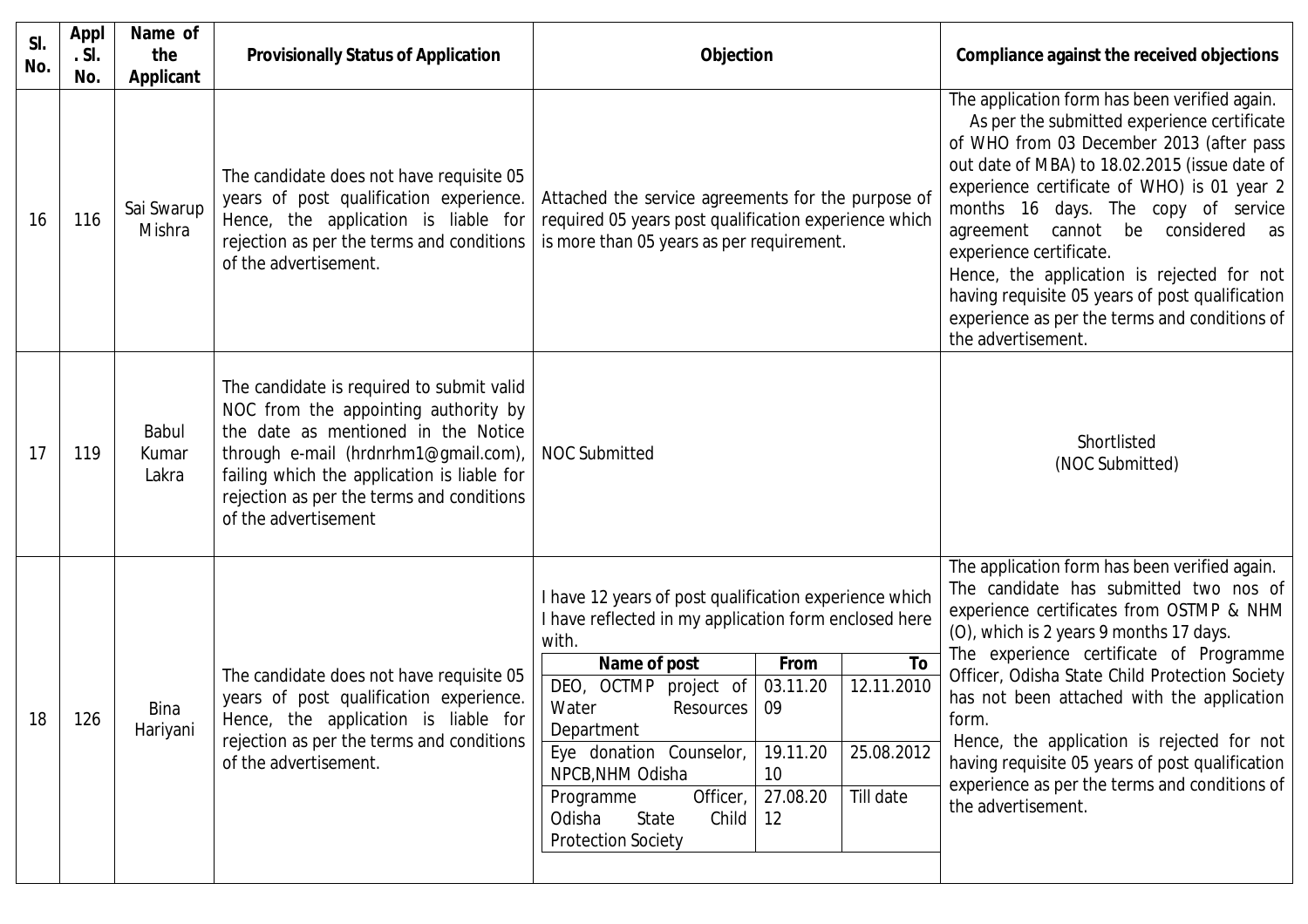| Sl. No. | Appl. Sl. No. | Name of the Applicant | Provisionally Status of Application | Objection | Compliance against the received objections |
|---|---|---|---|---|---|
| 16 | 116 | Sai Swarup Mishra | The candidate does not have requisite 05 years of post qualification experience. Hence, the application is liable for rejection as per the terms and conditions of the advertisement. | Attached the service agreements for the purpose of required 05 years post qualification experience which is more than 05 years as per requirement. | The application form has been verified again. As per the submitted experience certificate of WHO from 03 December 2013 (after pass out date of MBA) to 18.02.2015 (issue date of experience certificate of WHO) is 01 year 2 months 16 days. The copy of service agreement cannot be considered as experience certificate. Hence, the application is rejected for not having requisite 05 years of post qualification experience as per the terms and conditions of the advertisement. |
| 17 | 119 | Babul Kumar Lakra | The candidate is required to submit valid NOC from the appointing authority by the date as mentioned in the Notice through e-mail (hrdnrhm1@gmail.com), failing which the application is liable for rejection as per the terms and conditions of the advertisement | NOC Submitted | Shortlisted (NOC Submitted) |
| 18 | 126 | Bina Hariyani | The candidate does not have requisite 05 years of post qualification experience. Hence, the application is liable for rejection as per the terms and conditions of the advertisement. | I have 12 years of post qualification experience which I have reflected in my application form enclosed here with.<br><br>**Name of post** / **From** / **To**<br>DEO, OCTMP project of Water Resources Department / 03.11.2009 / 12.11.2010<br>Eye donation Counselor, NPCB,NHM Odisha / 19.11.2010 / 25.08.2012<br>Programme Officer, Odisha State Child Protection Society / 27.08.2012 / Till date | The application form has been verified again. The candidate has submitted two nos of experience certificates from OSTMP & NHM (O), which is 2 years 9 months 17 days. The experience certificate of Programme Officer, Odisha State Child Protection Society has not been attached with the application form. Hence, the application is rejected for not having requisite 05 years of post qualification experience as per the terms and conditions of the advertisement. |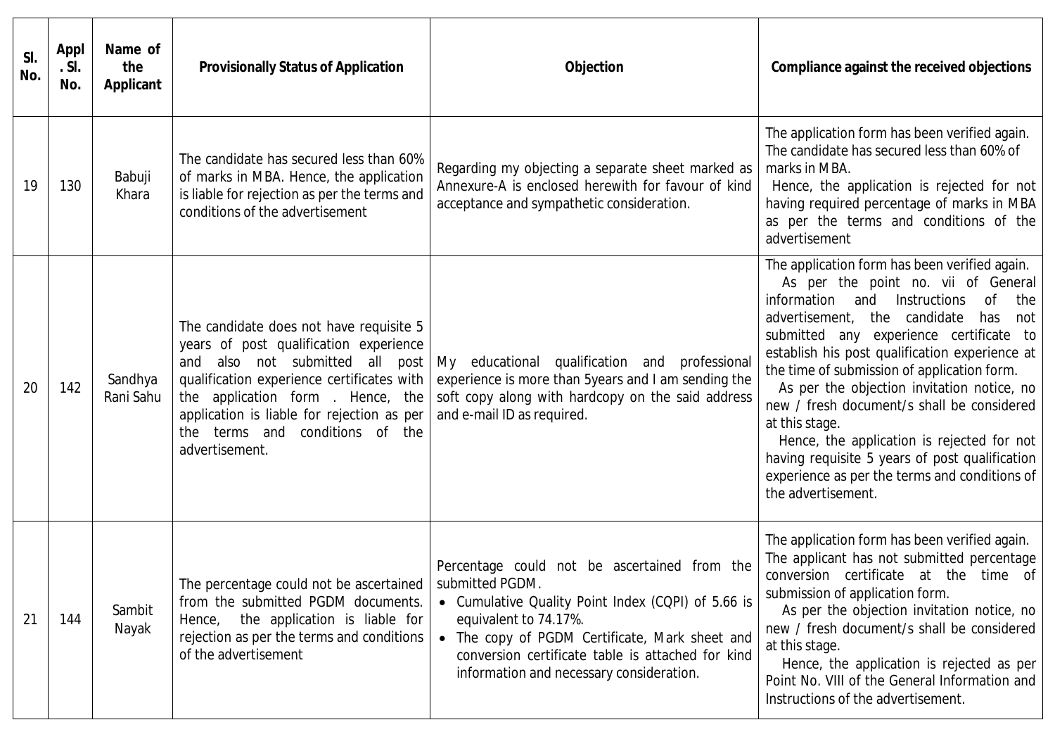| Sl. No. | Appl. Sl. No. | Name of the Applicant | Provisionally Status of Application | Objection | Compliance against the received objections |
|---|---|---|---|---|---|
| 19 | 130 | Babuji Khara | The candidate has secured less than 60% of marks in MBA. Hence, the application is liable for rejection as per the terms and conditions of the advertisement | Regarding my objecting a separate sheet marked as Annexure-A is enclosed herewith for favour of kind acceptance and sympathetic consideration. | The application form has been verified again. The candidate has secured less than 60% of marks in MBA. Hence, the application is rejected for not having required percentage of marks in MBA as per the terms and conditions of the advertisement |
| 20 | 142 | Sandhya Rani Sahu | The candidate does not have requisite 5 years of post qualification experience and also not submitted all post qualification experience certificates with the application form . Hence, the application is liable for rejection as per the terms and conditions of the advertisement. | My educational qualification and professional experience is more than 5years and I am sending the soft copy along with hardcopy on the said address and e-mail ID as required. | The application form has been verified again. As per the point no. vii of General information and Instructions of the advertisement, the candidate has not submitted any experience certificate to establish his post qualification experience at the time of submission of application form. As per the objection invitation notice, no new / fresh document/s shall be considered at this stage. Hence, the application is rejected for not having requisite 5 years of post qualification experience as per the terms and conditions of the advertisement. |
| 21 | 144 | Sambit Nayak | The percentage could not be ascertained from the submitted PGDM documents. Hence, the application is liable for rejection as per the terms and conditions of the advertisement | Percentage could not be ascertained from the submitted PGDM.<br>• Cumulative Quality Point Index (CQPI) of 5.66 is equivalent to 74.17%.<br>• The copy of PGDM Certificate, Mark sheet and conversion certificate table is attached for kind information and necessary consideration. | The application form has been verified again. The applicant has not submitted percentage conversion certificate at the time of submission of application form. As per the objection invitation notice, no new / fresh document/s shall be considered at this stage. Hence, the application is rejected as per Point No. VIII of the General Information and Instructions of the advertisement. |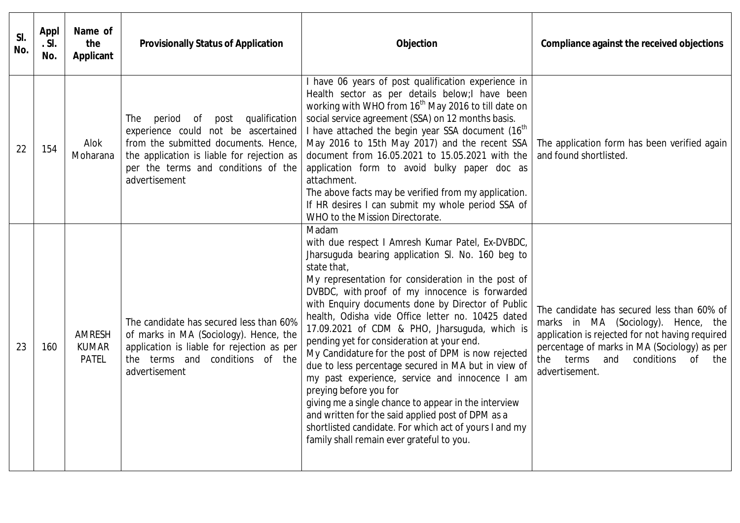| Sl. No. | Appl. Sl. No. | Name of the Applicant | Provisionally Status of Application | Objection | Compliance against the received objections |
|---|---|---|---|---|---|
| 22 | 154 | Alok Moharana | The period of post qualification experience could not be ascertained from the submitted documents. Hence, the application is liable for rejection as per the terms and conditions of the advertisement | I have 06 years of post qualification experience in Health sector as per details below;I have been working with WHO from 16th May 2016 to till date on social service agreement (SSA) on 12 months basis. I have attached the begin year SSA document (16th May 2016 to 15th May 2017) and the recent SSA document from 16.05.2021 to 15.05.2021 with the application form to avoid bulky paper doc as attachment. The above facts may be verified from my application. If HR desires I can submit my whole period SSA of WHO to the Mission Directorate. | The application form has been verified again and found shortlisted. |
| 23 | 160 | AMRESH KUMAR PATEL | The candidate has secured less than 60% of marks in MA (Sociology). Hence, the application is liable for rejection as per the terms and conditions of the advertisement | Madam with due respect I Amresh Kumar Patel, Ex-DVBDC, Jharsuguda bearing application Sl. No. 160 beg to state that, My representation for consideration in the post of DVBDC, with proof of my innocence is forwarded with Enquiry documents done by Director of Public health, Odisha vide Office letter no. 10425 dated 17.09.2021 of CDM & PHO, Jharsuguda, which is pending yet for consideration at your end. My Candidature for the post of DPM is now rejected due to less percentage secured in MA but in view of my past experience, service and innocence I am preying before you for giving me a single chance to appear in the interview and written for the said applied post of DPM as a shortlisted candidate. For which act of yours I and my family shall remain ever grateful to you. | The candidate has secured less than 60% of marks in MA (Sociology). Hence, the application is rejected for not having required percentage of marks in MA (Sociology) as per the terms and conditions of the advertisement. |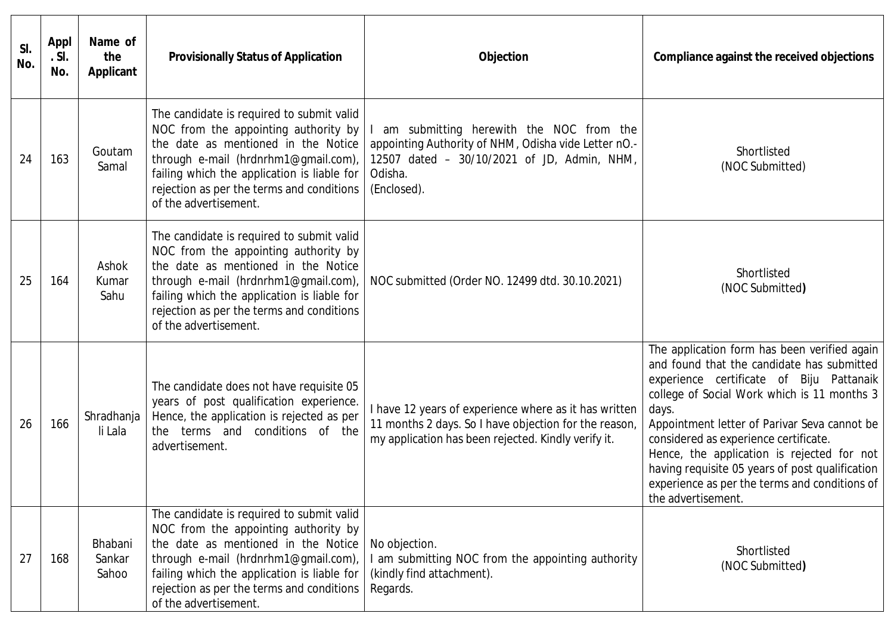| Sl. No. | Appl. Sl. No. | Name of the Applicant | Provisionally Status of Application | Objection | Compliance against the received objections |
|---|---|---|---|---|---|
| 24 | 163 | Goutam Samal | The candidate is required to submit valid NOC from the appointing authority by the date as mentioned in the Notice through e-mail (hrdnrhm1@gmail.com), failing which the application is liable for rejection as per the terms and conditions of the advertisement. | I am submitting herewith the NOC from the appointing Authority of NHM, Odisha vide Letter nO.- 12507 dated – 30/10/2021 of JD, Admin, NHM, Odisha. (Enclosed). | Shortlisted (NOC Submitted) |
| 25 | 164 | Ashok Kumar Sahu | The candidate is required to submit valid NOC from the appointing authority by the date as mentioned in the Notice through e-mail (hrdnrhm1@gmail.com), failing which the application is liable for rejection as per the terms and conditions of the advertisement. | NOC submitted (Order NO. 12499 dtd. 30.10.2021) | Shortlisted (NOC Submitted**)** |
| 26 | 166 | Shradhanjali Lala | The candidate does not have requisite 05 years of post qualification experience. Hence, the application is rejected as per the terms and conditions of the advertisement. | I have 12 years of experience where as it has written 11 months 2 days. So I have objection for the reason, my application has been rejected. Kindly verify it. | The application form has been verified again and found that the candidate has submitted experience certificate of Biju Pattanaik college of Social Work which is 11 months 3 days.<br>Appointment letter of Parivar Seva cannot be considered as experience certificate.<br>Hence, the application is rejected for not having requisite 05 years of post qualification experience as per the terms and conditions of the advertisement. |
| 27 | 168 | Bhabani Sankar Sahoo | The candidate is required to submit valid NOC from the appointing authority by the date as mentioned in the Notice through e-mail (hrdnrhm1@gmail.com), failing which the application is liable for rejection as per the terms and conditions of the advertisement. | No objection.<br>I am submitting NOC from the appointing authority (kindly find attachment).<br>Regards. | Shortlisted (NOC Submitted**)** |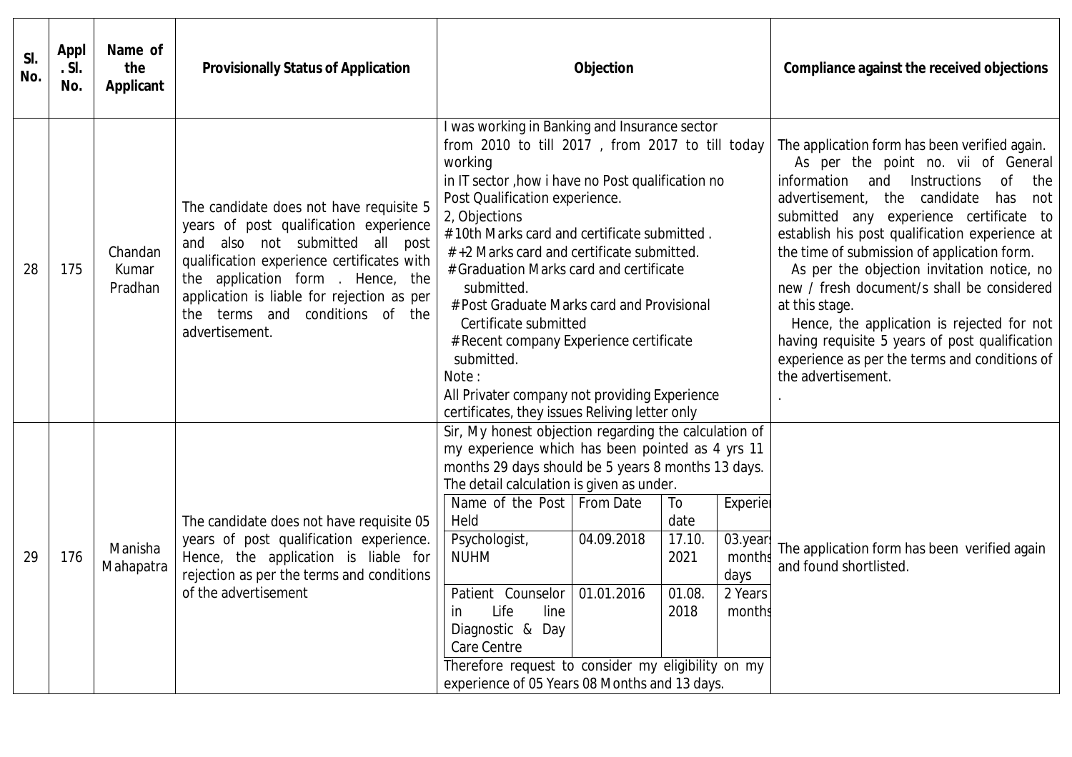| Sl. No. | Appl. Sl. No. | Name of the Applicant | Provisionally Status of Application | Objection | Compliance against the received objections |
|---|---|---|---|---|---|
| 28 | 175 | Chandan Kumar Pradhan | The candidate does not have requisite 5 years of post qualification experience and also not submitted all post qualification experience certificates with the application form . Hence, the application is liable for rejection as per the terms and conditions of the advertisement. | I was working in Banking and Insurance sector from 2010 to till 2017 , from 2017 to till today working in IT sector ,how i have no Post qualification no Post Qualification experience.<br>2, Objections<br>#10th Marks card and certificate submitted .<br>#+2 Marks card and certificate submitted.<br>#Graduation Marks card and certificate submitted.<br>#Post Graduate Marks card and Provisional Certificate submitted<br>#Recent company Experience certificate submitted.<br>Note :<br>All Privater company not providing Experience certificates, they issues Reliving letter only | The application form has been verified again.<br>As per the point no. vii of General information and Instructions of the advertisement, the candidate has not submitted any experience certificate to establish his post qualification experience at the time of submission of application form.<br>As per the objection invitation notice, no new / fresh document/s shall be considered at this stage.<br>Hence, the application is rejected for not having requisite 5 years of post qualification experience as per the terms and conditions of the advertisement.<br>. |
| 29 | 176 | Manisha Mahapatra | The candidate does not have requisite 05 years of post qualification experience. Hence, the application is liable for rejection as per the terms and conditions of the advertisement | Sir, My honest objection regarding the calculation of my experience which has been pointed as 4 yrs 11 months 29 days should be 5 years 8 months 13 days. The detail calculation is given as under.<br>Name of the Post Held / From Date / To date / Experien<br>Psychologist, NUHM / 04.09.2018 / 17.10. 2021 / 03.years months days<br>Patient Counselor in Life line Diagnostic & Day Care Centre / 01.01.2016 / 01.08. 2018 / 2 Years months<br>Therefore request to consider my eligibility on my experience of 05 Years 08 Months and 13 days. | The application form has been verified again and found shortlisted. |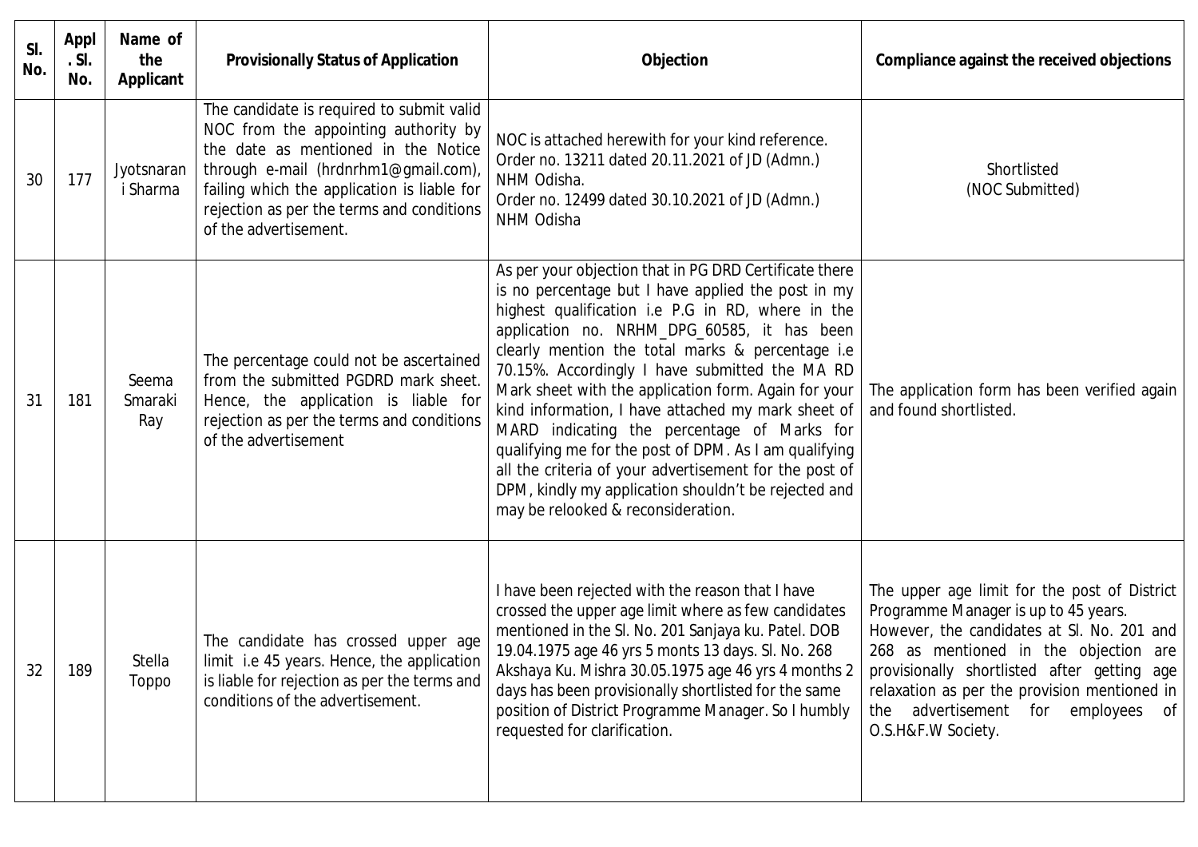| Sl. No. | Appl. Sl. No. | Name of the Applicant | Provisionally Status of Application | Objection | Compliance against the received objections |
|---|---|---|---|---|---|
| 30 | 177 | Jyotsnarani Sharma | The candidate is required to submit valid NOC from the appointing authority by the date as mentioned in the Notice through e-mail (hrdnrhm1@gmail.com), failing which the application is liable for rejection as per the terms and conditions of the advertisement. | NOC is attached herewith for your kind reference. Order no. 13211 dated 20.11.2021 of JD (Admn.) NHM Odisha. Order no. 12499 dated 30.10.2021 of JD (Admn.) NHM Odisha | Shortlisted (NOC Submitted) |
| 31 | 181 | Seema Smaraki Ray | The percentage could not be ascertained from the submitted PGDRD mark sheet. Hence, the application is liable for rejection as per the terms and conditions of the advertisement | As per your objection that in PG DRD Certificate there is no percentage but I have applied the post in my highest qualification i.e P.G in RD, where in the application no. NRHM_DPG_60585, it has been clearly mention the total marks & percentage i.e 70.15%. Accordingly I have submitted the MA RD Mark sheet with the application form. Again for your kind information, I have attached my mark sheet of MARD indicating the percentage of Marks for qualifying me for the post of DPM. As I am qualifying all the criteria of your advertisement for the post of DPM, kindly my application shouldn't be rejected and may be relooked & reconsideration. | The application form has been verified again and found shortlisted. |
| 32 | 189 | Stella Toppo | The candidate has crossed upper age limit i.e 45 years. Hence, the application is liable for rejection as per the terms and conditions of the advertisement. | I have been rejected with the reason that I have crossed the upper age limit where as few candidates mentioned in the Sl. No. 201 Sanjaya ku. Patel. DOB 19.04.1975 age 46 yrs 5 monts 13 days. Sl. No. 268 Akshaya Ku. Mishra 30.05.1975 age 46 yrs 4 months 2 days has been provisionally shortlisted for the same position of District Programme Manager. So I humbly requested for clarification. | The upper age limit for the post of District Programme Manager is up to 45 years. However, the candidates at Sl. No. 201 and 268 as mentioned in the objection are provisionally shortlisted after getting age relaxation as per the provision mentioned in the advertisement for employees of O.S.H&F.W Society. |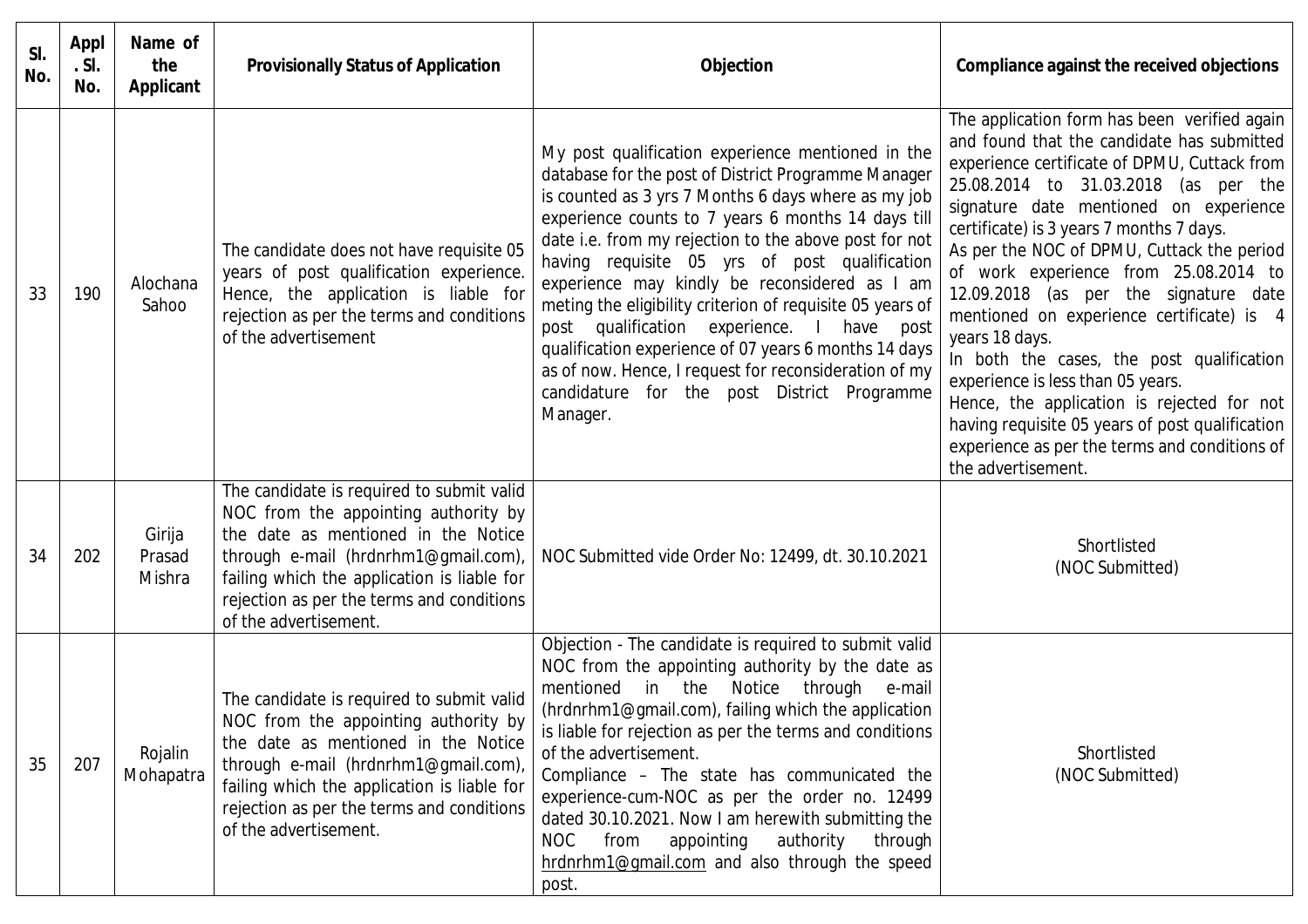| Sl. No. | Appl. Sl. No. | Name of the Applicant | Provisionally Status of Application | Objection | Compliance against the received objections |
|---|---|---|---|---|---|
| 33 | 190 | Alochana Sahoo | The candidate does not have requisite 05 years of post qualification experience. Hence, the application is liable for rejection as per the terms and conditions of the advertisement | My post qualification experience mentioned in the database for the post of District Programme Manager is counted as 3 yrs 7 Months 6 days where as my job experience counts to 7 years 6 months 14 days till date i.e. from my rejection to the above post for not having requisite 05 yrs of post qualification experience may kindly be reconsidered as I am meting the eligibility criterion of requisite 05 years of post qualification experience. I have post qualification experience of 07 years 6 months 14 days as of now. Hence, I request for reconsideration of my candidature for the post District Programme Manager. | The application form has been verified again and found that the candidate has submitted experience certificate of DPMU, Cuttack from 25.08.2014 to 31.03.2018 (as per the signature date mentioned on experience certificate) is 3 years 7 months 7 days.<br>As per the NOC of DPMU, Cuttack the period of work experience from 25.08.2014 to 12.09.2018 (as per the signature date mentioned on experience certificate) is 4 years 18 days.<br>In both the cases, the post qualification experience is less than 05 years.<br>Hence, the application is rejected for not having requisite 05 years of post qualification experience as per the terms and conditions of the advertisement. |
| 34 | 202 | Girija Prasad Mishra | The candidate is required to submit valid NOC from the appointing authority by the date as mentioned in the Notice through e-mail (hrdnrhm1@gmail.com), failing which the application is liable for rejection as per the terms and conditions of the advertisement. | NOC Submitted vide Order No: 12499, dt. 30.10.2021 | Shortlisted<br>(NOC Submitted) |
| 35 | 207 | Rojalin Mohapatra | The candidate is required to submit valid NOC from the appointing authority by the date as mentioned in the Notice through e-mail (hrdnrhm1@gmail.com), failing which the application is liable for rejection as per the terms and conditions of the advertisement. | Objection - The candidate is required to submit valid NOC from the appointing authority by the date as mentioned in the Notice through e-mail (hrdnrhm1@gmail.com), failing which the application is liable for rejection as per the terms and conditions of the advertisement.<br>Compliance – The state has communicated the experience-cum-NOC as per the order no. 12499 dated 30.10.2021. Now I am herewith submitting the NOC from appointing authority through hrdnrhm1@gmail.com and also through the speed post. | Shortlisted<br>(NOC Submitted) |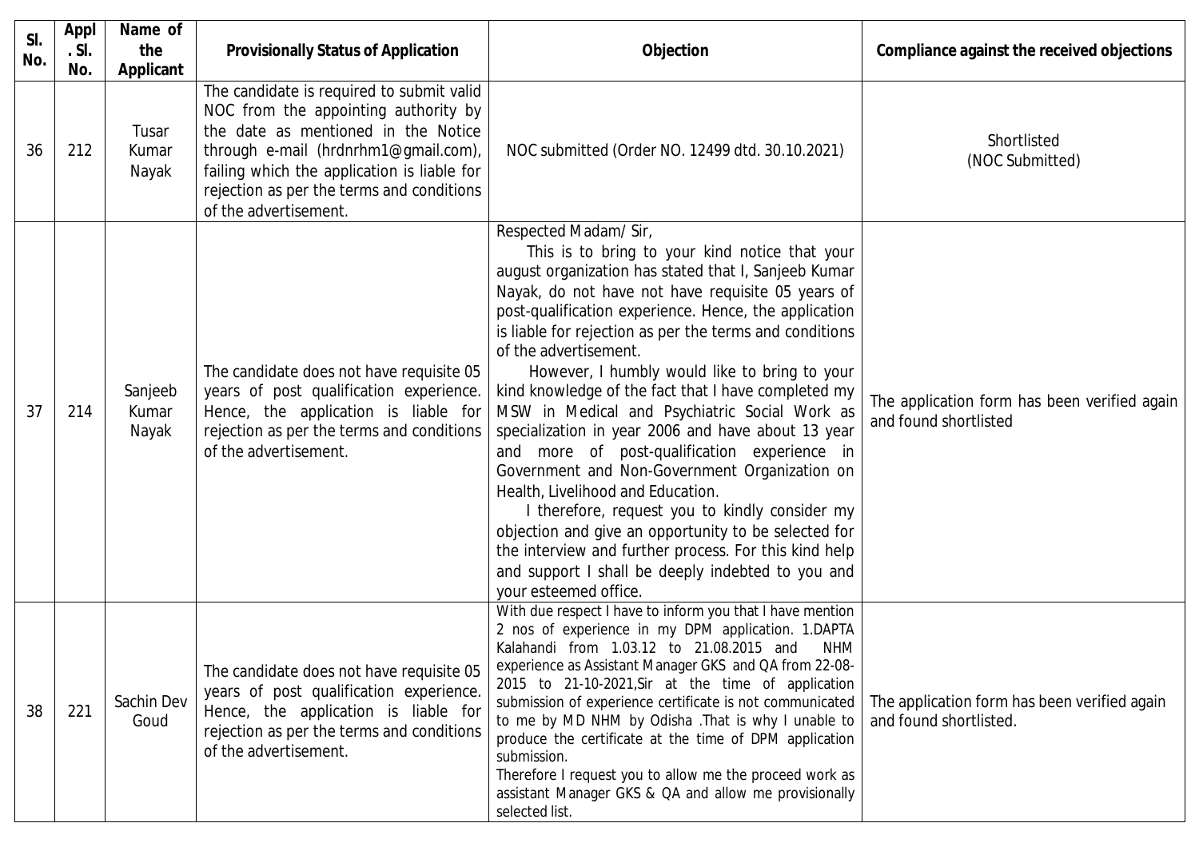| Sl. No. | Appl. Sl. No. | Name of the Applicant | Provisionally Status of Application | Objection | Compliance against the received objections |
|---|---|---|---|---|---|
| 36 | 212 | Tusar Kumar Nayak | The candidate is required to submit valid NOC from the appointing authority by the date as mentioned in the Notice through e-mail (hrdnrhm1@gmail.com), failing which the application is liable for rejection as per the terms and conditions of the advertisement. | NOC submitted (Order NO. 12499 dtd. 30.10.2021) | Shortlisted (NOC Submitted) |
| 37 | 214 | Sanjeeb Kumar Nayak | The candidate does not have requisite 05 years of post qualification experience. Hence, the application is liable for rejection as per the terms and conditions of the advertisement. | Respected Madam/ Sir, This is to bring to your kind notice that your august organization has stated that I, Sanjeeb Kumar Nayak, do not have not have requisite 05 years of post-qualification experience. Hence, the application is liable for rejection as per the terms and conditions of the advertisement. However, I humbly would like to bring to your kind knowledge of the fact that I have completed my MSW in Medical and Psychiatric Social Work as specialization in year 2006 and have about 13 year and more of post-qualification experience in Government and Non-Government Organization on Health, Livelihood and Education. I therefore, request you to kindly consider my objection and give an opportunity to be selected for the interview and further process. For this kind help and support I shall be deeply indebted to you and your esteemed office. | The application form has been verified again and found shortlisted |
| 38 | 221 | Sachin Dev Goud | The candidate does not have requisite 05 years of post qualification experience. Hence, the application is liable for rejection as per the terms and conditions of the advertisement. | With due respect I have to inform you that I have mention 2 nos of experience in my DPM application. 1.DAPTA Kalahandi from 1.03.12 to 21.08.2015 and NHM experience as Assistant Manager GKS and QA from 22-08-2015 to 21-10-2021,Sir at the time of application submission of experience certificate is not communicated to me by MD NHM by Odisha .That is why I unable to produce the certificate at the time of DPM application submission. Therefore I request you to allow me the proceed work as assistant Manager GKS & QA and allow me provisionally selected list. | The application form has been verified again and found shortlisted. |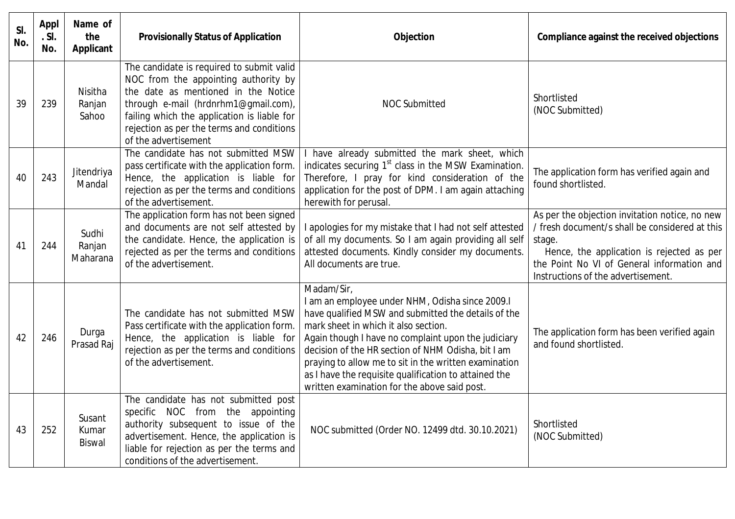| Sl. No. | Appl. Sl. No. | Name of the Applicant | Provisionally Status of Application | Objection | Compliance against the received objections |
|---|---|---|---|---|---|
| 39 | 239 | Nisitha Ranjan Sahoo | The candidate is required to submit valid NOC from the appointing authority by the date as mentioned in the Notice through e-mail (hrdnrhm1@gmail.com), failing which the application is liable for rejection as per the terms and conditions of the advertisement | NOC Submitted | Shortlisted (NOC Submitted) |
| 40 | 243 | Jitendriya Mandal | The candidate has not submitted MSW pass certificate with the application form. Hence, the application is liable for rejection as per the terms and conditions of the advertisement. | I have already submitted the mark sheet, which indicates securing 1st class in the MSW Examination. Therefore, I pray for kind consideration of the application for the post of DPM. I am again attaching herewith for perusal. | The application form has verified again and found shortlisted. |
| 41 | 244 | Sudhi Ranjan Maharana | The application form has not been signed and documents are not self attested by the candidate. Hence, the application is rejected as per the terms and conditions of the advertisement. | I apologies for my mistake that I had not self attested of all my documents. So I am again providing all self attested documents. Kindly consider my documents. All documents are true. | As per the objection invitation notice, no new / fresh document/s shall be considered at this stage. Hence, the application is rejected as per the Point No VI of General information and Instructions of the advertisement. |
| 42 | 246 | Durga Prasad Raj | The candidate has not submitted MSW Pass certificate with the application form. Hence, the application is liable for rejection as per the terms and conditions of the advertisement. | Madam/Sir, I am an employee under NHM, Odisha since 2009.I have qualified MSW and submitted the details of the mark sheet in which it also section. Again though I have no complaint upon the judiciary decision of the HR section of NHM Odisha, bit I am praying to allow me to sit in the written examination as I have the requisite qualification to attained the written examination for the above said post. | The application form has been verified again and found shortlisted. |
| 43 | 252 | Susant Kumar Biswal | The candidate has not submitted post specific NOC from the appointing authority subsequent to issue of the advertisement. Hence, the application is liable for rejection as per the terms and conditions of the advertisement. | NOC submitted (Order NO. 12499 dtd. 30.10.2021) | Shortlisted (NOC Submitted) |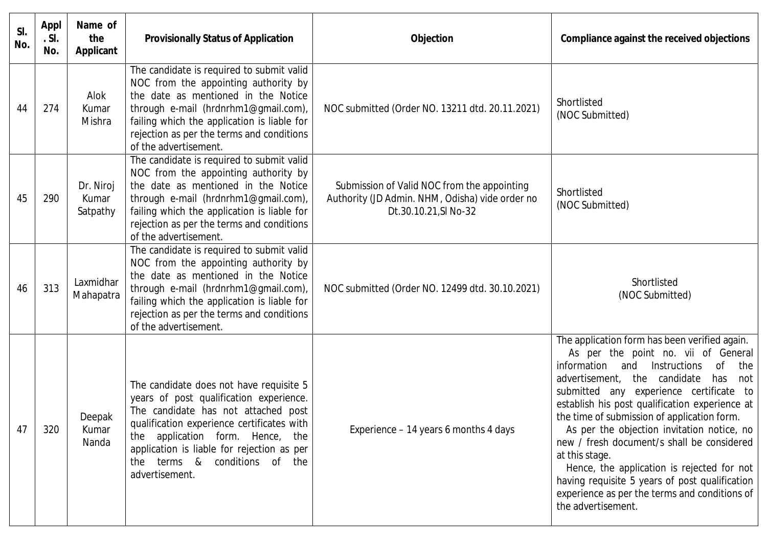| Sl. No. | Appl. Sl. No. | Name of the Applicant | Provisionally Status of Application | Objection | Compliance against the received objections |
|---|---|---|---|---|---|
| 44 | 274 | Alok Kumar Mishra | The candidate is required to submit valid NOC from the appointing authority by the date as mentioned in the Notice through e-mail (hrdnrhm1@gmail.com), failing which the application is liable for rejection as per the terms and conditions of the advertisement. | NOC submitted (Order NO. 13211 dtd. 20.11.2021) | Shortlisted (NOC Submitted) |
| 45 | 290 | Dr. Niroj Kumar Satpathy | The candidate is required to submit valid NOC from the appointing authority by the date as mentioned in the Notice through e-mail (hrdnrhm1@gmail.com), failing which the application is liable for rejection as per the terms and conditions of the advertisement. | Submission of Valid NOC from the appointing Authority (JD Admin. NHM, Odisha) vide order no Dt.30.10.21,Sl No-32 | Shortlisted (NOC Submitted) |
| 46 | 313 | Laxmidhar Mahapatra | The candidate is required to submit valid NOC from the appointing authority by the date as mentioned in the Notice through e-mail (hrdnrhm1@gmail.com), failing which the application is liable for rejection as per the terms and conditions of the advertisement. | NOC submitted (Order NO. 12499 dtd. 30.10.2021) | Shortlisted (NOC Submitted) |
| 47 | 320 | Deepak Kumar Nanda | The candidate does not have requisite 5 years of post qualification experience. The candidate has not attached post qualification experience certificates with the application form. Hence, the application is liable for rejection as per the terms & conditions of the advertisement. | Experience – 14 years 6 months 4 days | The application form has been verified again. As per the point no. vii of General information and Instructions of the advertisement, the candidate has not submitted any experience certificate to establish his post qualification experience at the time of submission of application form. As per the objection invitation notice, no new / fresh document/s shall be considered at this stage. Hence, the application is rejected for not having requisite 5 years of post qualification experience as per the terms and conditions of the advertisement. |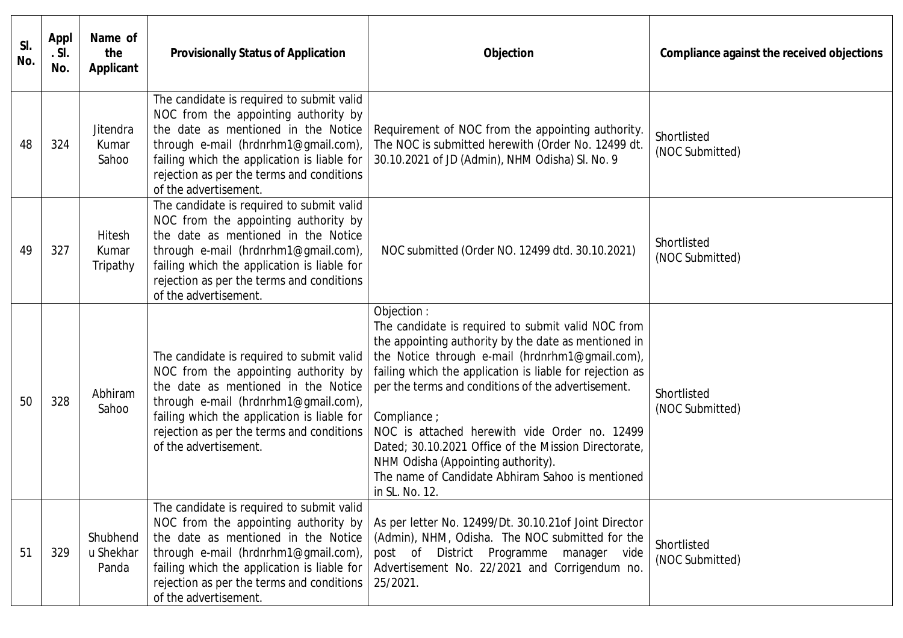| Sl. No. | Appl. Sl. No. | Name of the Applicant | Provisionally Status of Application | Objection | Compliance against the received objections |
|---|---|---|---|---|---|
| 48 | 324 | Jitendra Kumar Sahoo | The candidate is required to submit valid NOC from the appointing authority by the date as mentioned in the Notice through e-mail (hrdnrhm1@gmail.com), failing which the application is liable for rejection as per the terms and conditions of the advertisement. | Requirement of NOC from the appointing authority. The NOC is submitted herewith (Order No. 12499 dt. 30.10.2021 of JD (Admin), NHM Odisha) Sl. No. 9 | Shortlisted (NOC Submitted) |
| 49 | 327 | Hitesh Kumar Tripathy | The candidate is required to submit valid NOC from the appointing authority by the date as mentioned in the Notice through e-mail (hrdnrhm1@gmail.com), failing which the application is liable for rejection as per the terms and conditions of the advertisement. | NOC submitted (Order NO. 12499 dtd. 30.10.2021) | Shortlisted (NOC Submitted) |
| 50 | 328 | Abhiram Sahoo | The candidate is required to submit valid NOC from the appointing authority by the date as mentioned in the Notice through e-mail (hrdnrhm1@gmail.com), failing which the application is liable for rejection as per the terms and conditions of the advertisement. | Objection :<br>The candidate is required to submit valid NOC from the appointing authority by the date as mentioned in the Notice through e-mail (hrdnrhm1@gmail.com), failing which the application is liable for rejection as per the terms and conditions of the advertisement.<br><br>Compliance ;<br>NOC is attached herewith vide Order no. 12499 Dated; 30.10.2021 Office of the Mission Directorate, NHM Odisha (Appointing authority).<br>The name of Candidate Abhiram Sahoo is mentioned in SL. No. 12. | Shortlisted (NOC Submitted) |
| 51 | 329 | Shubhendu Shekhar Panda | The candidate is required to submit valid NOC from the appointing authority by the date as mentioned in the Notice through e-mail (hrdnrhm1@gmail.com), failing which the application is liable for rejection as per the terms and conditions of the advertisement. | As per letter No. 12499/Dt. 30.10.21of Joint Director (Admin), NHM, Odisha. The NOC submitted for the post of District Programme manager vide Advertisement No. 22/2021 and Corrigendum no. 25/2021. | Shortlisted (NOC Submitted) |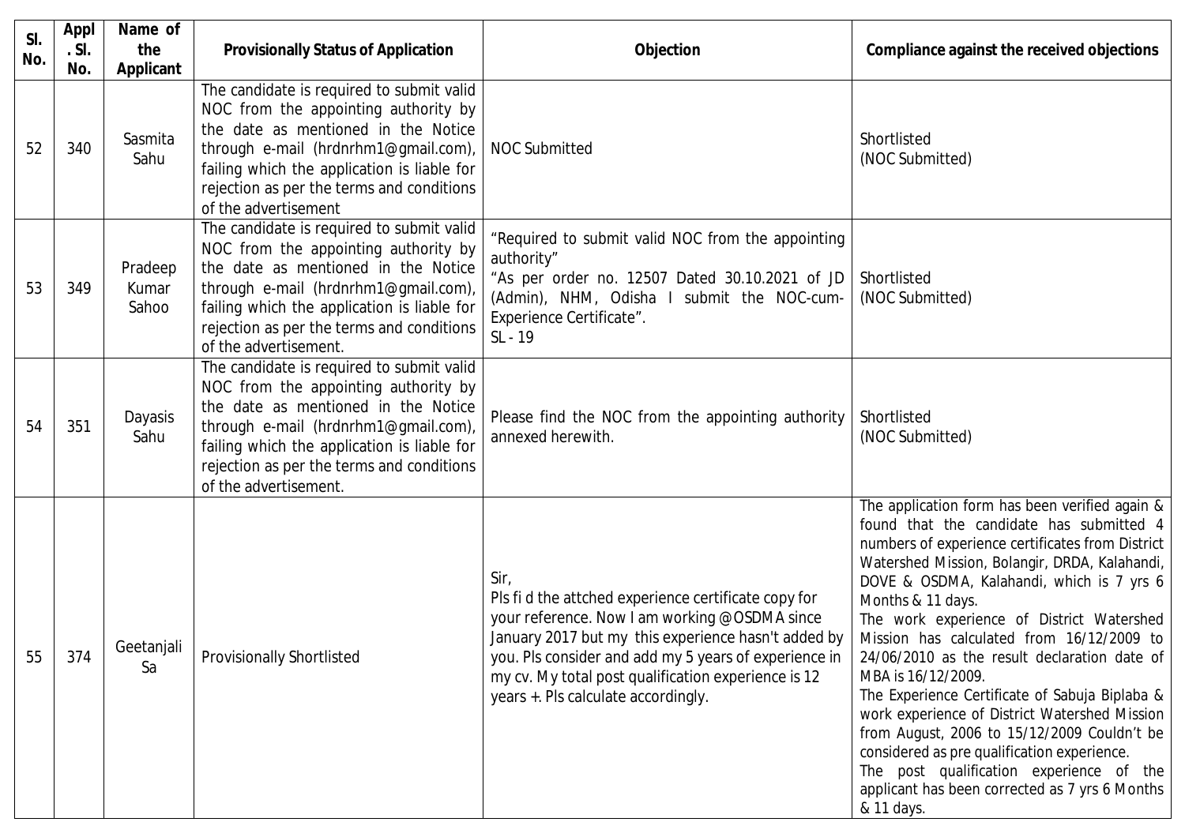| Sl. No. | Appl. Sl. No. | Name of the Applicant | Provisionally Status of Application | Objection | Compliance against the received objections |
|---|---|---|---|---|---|
| 52 | 340 | Sasmita Sahu | The candidate is required to submit valid NOC from the appointing authority by the date as mentioned in the Notice through e-mail (hrdnrhm1@gmail.com), failing which the application is liable for rejection as per the terms and conditions of the advertisement | NOC Submitted | Shortlisted (NOC Submitted) |
| 53 | 349 | Pradeep Kumar Sahoo | The candidate is required to submit valid NOC from the appointing authority by the date as mentioned in the Notice through e-mail (hrdnrhm1@gmail.com), failing which the application is liable for rejection as per the terms and conditions of the advertisement. | "Required to submit valid NOC from the appointing authority" "As per order no. 12507 Dated 30.10.2021 of JD (Admin), NHM, Odisha I submit the NOC-cum-Experience Certificate". SL - 19 | Shortlisted (NOC Submitted) |
| 54 | 351 | Dayasis Sahu | The candidate is required to submit valid NOC from the appointing authority by the date as mentioned in the Notice through e-mail (hrdnrhm1@gmail.com), failing which the application is liable for rejection as per the terms and conditions of the advertisement. | Please find the NOC from the appointing authority annexed herewith. | Shortlisted (NOC Submitted) |
| 55 | 374 | Geetanjali Sa | Provisionally Shortlisted | Sir, Pls fi d the attched experience certificate copy for your reference. Now I am working @OSDMA since January 2017 but my this experience hasn't added by you. Pls consider and add my 5 years of experience in my cv. My total post qualification experience is 12 years +. Pls calculate accordingly. | The application form has been verified again & found that the candidate has submitted 4 numbers of experience certificates from District Watershed Mission, Bolangir, DRDA, Kalahandi, DOVE & OSDMA, Kalahandi, which is 7 yrs 6 Months & 11 days. The work experience of District Watershed Mission has calculated from 16/12/2009 to 24/06/2010 as the result declaration date of MBA is 16/12/2009. The Experience Certificate of Sabuja Biplaba & work experience of District Watershed Mission from August, 2006 to 15/12/2009 Couldn't be considered as pre qualification experience. The post qualification experience of the applicant has been corrected as 7 yrs 6 Months & 11 days. |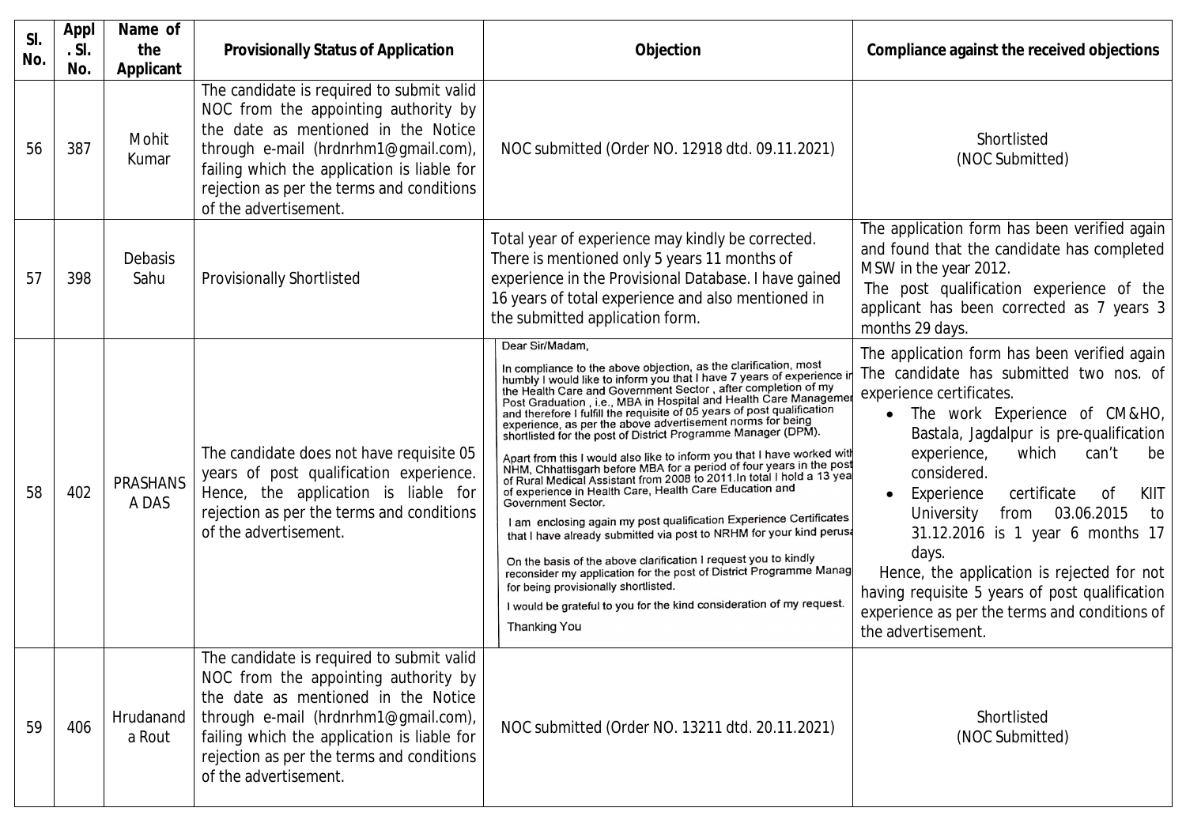| Sl. No. | Appl. Sl. No. | Name of the Applicant | Provisionally Status of Application | Objection | Compliance against the received objections |
|---|---|---|---|---|---|
| 56 | 387 | Mohit Kumar | The candidate is required to submit valid NOC from the appointing authority by the date as mentioned in the Notice through e-mail (hrdnrhm1@gmail.com), failing which the application is liable for rejection as per the terms and conditions of the advertisement. | NOC submitted (Order NO. 12918 dtd. 09.11.2021) | Shortlisted (NOC Submitted) |
| 57 | 398 | Debasis Sahu | Provisionally Shortlisted | Total year of experience may kindly be corrected. There is mentioned only 5 years 11 months of experience in the Provisional Database. I have gained 16 years of total experience and also mentioned in the submitted application form. | The application form has been verified again and found that the candidate has completed MSW in the year 2012. The post qualification experience of the applicant has been corrected as 7 years 3 months 29 days. |
| 58 | 402 | PRASHANSA DAS | The candidate does not have requisite 05 years of post qualification experience. Hence, the application is liable for rejection as per the terms and conditions of the advertisement. | Dear Sir/Madam, In compliance to the above objection, as the clarification, most humbly I would like to inform you that I have 7 years of experience in the Health Care and Government Sector, after completion of my Post Graduation, i.e., MBA in Hospital and Health Care Management and therefore I fulfill the requisite of 05 years of post qualification experience, as per the above advertisement norms for being shortlisted for the post of District Programme Manager (DPM). Apart from this I would also like to inform you that I have worked with NHM, Chhattisgarh before MBA for a period of four years in the post of Rural Medical Assistant from 2008 to 2011. In total I hold a 13 year of experience in Health Care, Health Care Education and Government Sector. I am enclosing again my post qualification Experience Certificates that I have already submitted via post to NRHM for your kind perusal. On the basis of the above clarification I request you to kindly reconsider my application for the post of District Programme Manager for being provisionally shortlisted. I would be grateful to you for the kind consideration of my request. Thanking You | The application form has been verified again The candidate has submitted two nos. of experience certificates. <br>• The work Experience of CM&HO, Bastala, Jagdalpur is pre-qualification experience, which can't be considered. <br>• Experience certificate of KIIT University from 03.06.2015 to 31.12.2016 is 1 year 6 months 17 days. <br>Hence, the application is rejected for not having requisite 5 years of post qualification experience as per the terms and conditions of the advertisement. |
| 59 | 406 | Hrudananda Rout | The candidate is required to submit valid NOC from the appointing authority by the date as mentioned in the Notice through e-mail (hrdnrhm1@gmail.com), failing which the application is liable for rejection as per the terms and conditions of the advertisement. | NOC submitted (Order NO. 13211 dtd. 20.11.2021) | Shortlisted (NOC Submitted) |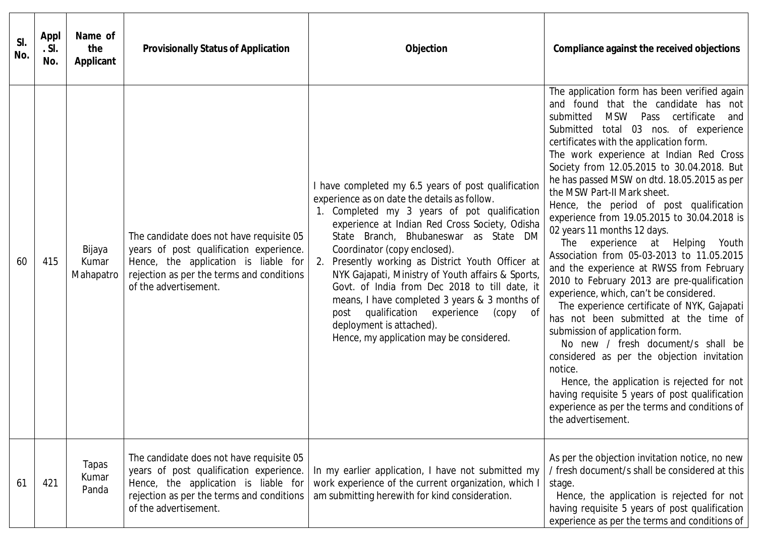| Sl. No. | Appl. Sl. No. | Name of the Applicant | Provisionally Status of Application | Objection | Compliance against the received objections |
|---|---|---|---|---|---|
| 60 | 415 | Bijaya Kumar Mahapatro | The candidate does not have requisite 05 years of post qualification experience. Hence, the application is liable for rejection as per the terms and conditions of the advertisement. | I have completed my 6.5 years of post qualification experience as on date the details as follow.<br>1. Completed my 3 years of pot qualification experience at Indian Red Cross Society, Odisha State Branch, Bhubaneswar as State DM Coordinator (copy enclosed).<br>2. Presently working as District Youth Officer at NYK Gajapati, Ministry of Youth affairs & Sports, Govt. of India from Dec 2018 to till date, it means, I have completed 3 years & 3 months of post qualification experience (copy of deployment is attached).<br>Hence, my application may be considered. | The application form has been verified again and found that the candidate has not submitted MSW Pass certificate and Submitted total 03 nos. of experience certificates with the application form.<br>The work experience at Indian Red Cross Society from 12.05.2015 to 30.04.2018. But he has passed MSW on dtd. 18.05.2015 as per the MSW Part-II Mark sheet.<br>Hence, the period of post qualification experience from 19.05.2015 to 30.04.2018 is 02 years 11 months 12 days.<br>The experience at Helping Youth Association from 05-03-2013 to 11.05.2015 and the experience at RWSS from February 2010 to February 2013 are pre-qualification experience, which, can't be considered.<br>The experience certificate of NYK, Gajapati has not been submitted at the time of submission of application form.<br>No new / fresh document/s shall be considered as per the objection invitation notice.<br>Hence, the application is rejected for not having requisite 5 years of post qualification experience as per the terms and conditions of the advertisement. |
| 61 | 421 | Tapas Kumar Panda | The candidate does not have requisite 05 years of post qualification experience. Hence, the application is liable for rejection as per the terms and conditions of the advertisement. | In my earlier application, I have not submitted my work experience of the current organization, which I am submitting herewith for kind consideration. | As per the objection invitation notice, no new / fresh document/s shall be considered at this stage.<br>Hence, the application is rejected for not having requisite 5 years of post qualification experience as per the terms and conditions of |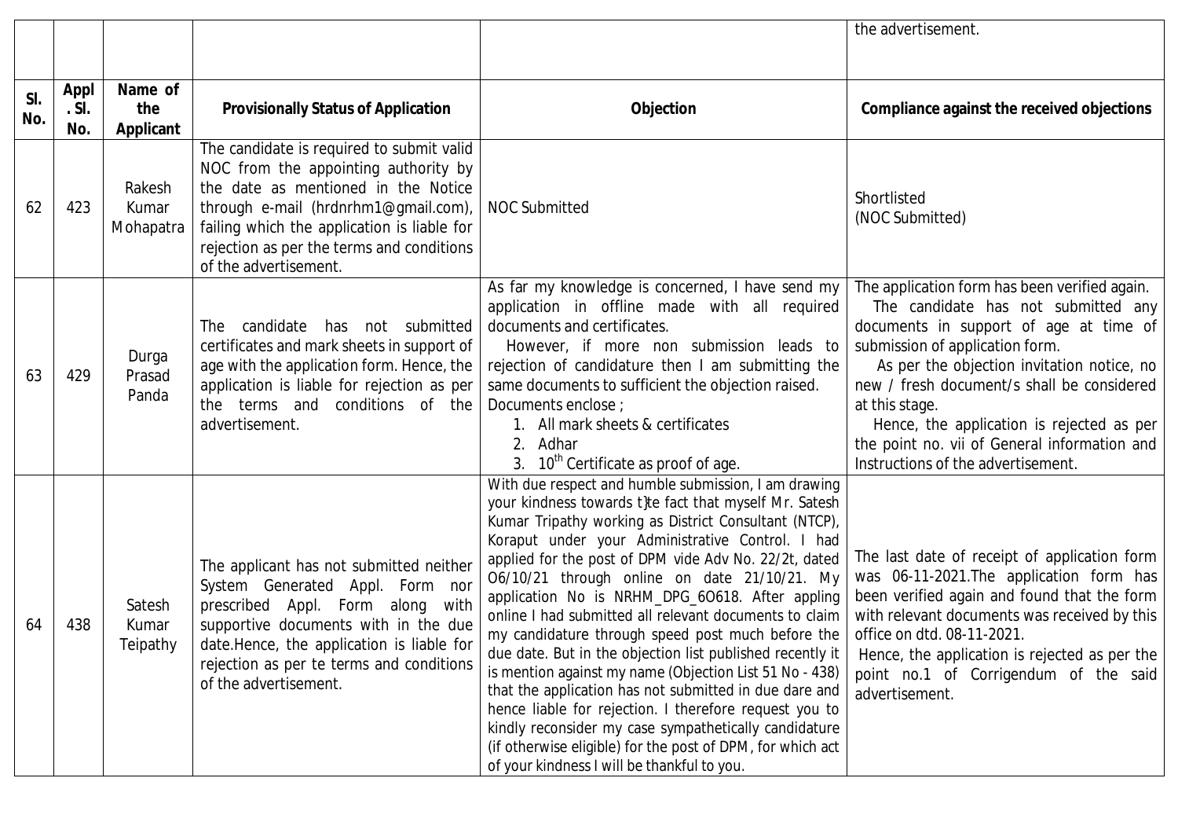| | | | | | the advertisement. |
|---|---|---|---|---|---|
| **Sl. No.** | **Appl. Sl. No.** | **Name of the Applicant** | **Provisionally Status of Application** | **Objection** | **Compliance against the received objections** |
| 62 | 423 | Rakesh Kumar Mohapatra | The candidate is required to submit valid NOC from the appointing authority by the date as mentioned in the Notice through e-mail (hrdnrhm1@gmail.com), failing which the application is liable for rejection as per the terms and conditions of the advertisement. | NOC Submitted | Shortlisted (NOC Submitted) |
| 63 | 429 | Durga Prasad Panda | The candidate has not submitted certificates and mark sheets in support of age with the application form. Hence, the application is liable for rejection as per the terms and conditions of the advertisement. | As far my knowledge is concerned, I have send my application in offline made with all required documents and certificates. However, if more non submission leads to rejection of candidature then I am submitting the same documents to sufficient the objection raised. Documents enclose ; 1. All mark sheets & certificates 2. Adhar 3. 10th Certificate as proof of age. | The application form has been verified again. The candidate has not submitted any documents in support of age at time of submission of application form. As per the objection invitation notice, no new / fresh document/s shall be considered at this stage. Hence, the application is rejected as per the point no. vii of General information and Instructions of the advertisement. |
| 64 | 438 | Satesh Kumar Teipathy | The applicant has not submitted neither System Generated Appl. Form nor prescribed Appl. Form along with supportive documents with in the due date.Hence, the application is liable for rejection as per te terms and conditions of the advertisement. | With due respect and humble submission, I am drawing your kindness towards t}te fact that myself Mr. Satesh Kumar Tripathy working as District Consultant (NTCP), Koraput under your Administrative Control. I had applied for the post of DPM vide Adv No. 22/2t, dated O6/10/21 through online on date 21/10/21. My application No is NRHM_DPG_6O618. After appling online I had submitted all relevant documents to claim my candidature through speed post much before the due date. But in the objection list published recently it is mention against my name (Objection List 51 No - 438) that the application has not submitted in due dare and hence liable for rejection. I therefore request you to kindly reconsider my case sympathetically candidature (if otherwise eligible) for the post of DPM, for which act of your kindness I will be thankful to you. | The last date of receipt of application form was 06-11-2021.The application form has been verified again and found that the form with relevant documents was received by this office on dtd. 08-11-2021. Hence, the application is rejected as per the point no.1 of Corrigendum of the said advertisement. |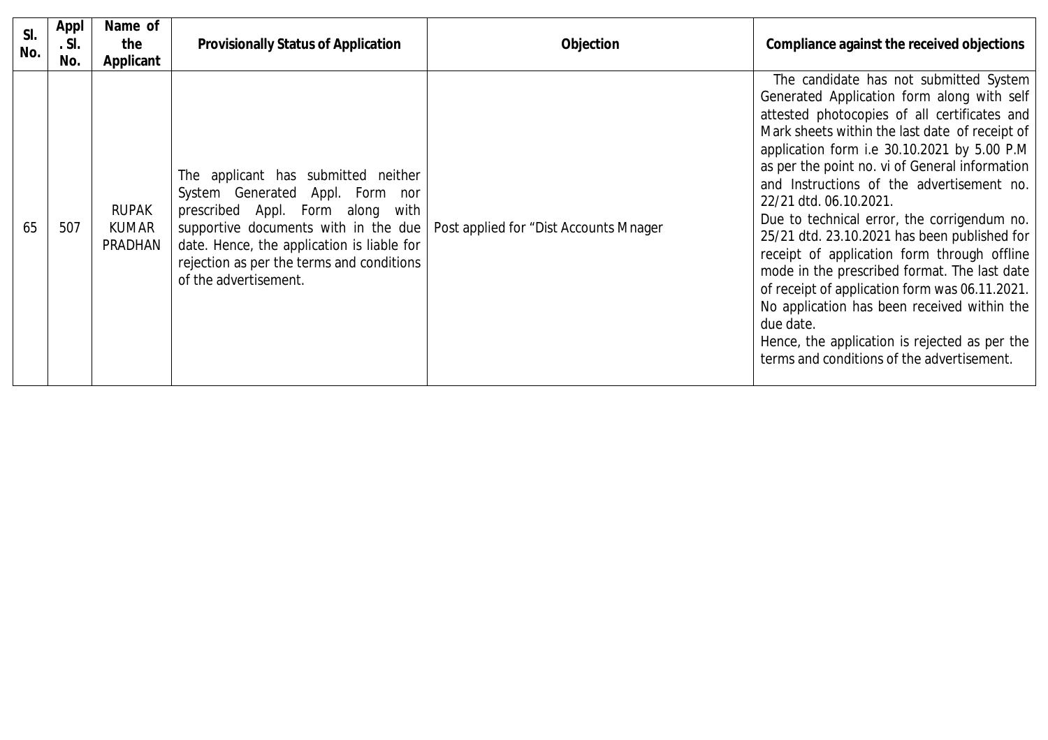| Sl. No. | Appl. Sl. No. | Name of the Applicant | Provisionally Status of Application | Objection | Compliance against the received objections |
|---|---|---|---|---|---|
| 65 | 507 | RUPAK KUMAR PRADHAN | The applicant has submitted neither System Generated Appl. Form nor prescribed Appl. Form along with supportive documents with in the due date. Hence, the application is liable for rejection as per the terms and conditions of the advertisement. | Post applied for "Dist Accounts Mnager | The candidate has not submitted System Generated Application form along with self attested photocopies of all certificates and Mark sheets within the last date of receipt of application form i.e 30.10.2021 by 5.00 P.M as per the point no. vi of General information and Instructions of the advertisement no. 22/21 dtd. 06.10.2021.<br>Due to technical error, the corrigendum no. 25/21 dtd. 23.10.2021 has been published for receipt of application form through offline mode in the prescribed format. The last date of receipt of application form was 06.11.2021. No application has been received within the due date.<br>Hence, the application is rejected as per the terms and conditions of the advertisement. |